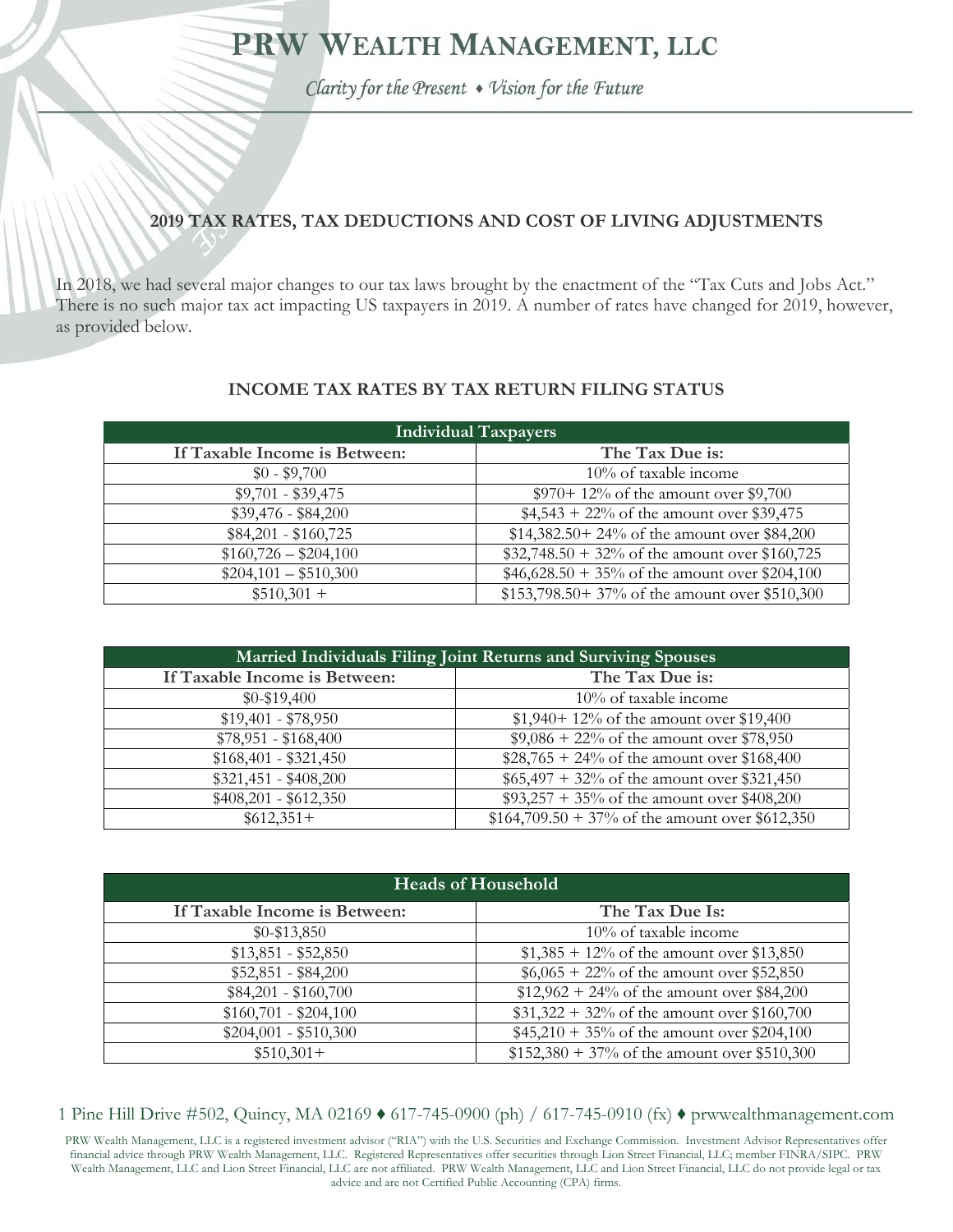# PRW Wealth Management, LLC

*Clarity for the Present ♦ Vision for the Future*

## 2019 TAX RATES, TAX DEDUCTIONS AND COST OF LIVING ADJUSTMENTS

In 2018, we had several major changes to our tax laws brought by the enactment of the "Tax Cuts and Jobs Act." There is no such major tax act impacting US taxpayers in 2019. A number of rates have changed for 2019, however, as provided below.

### INCOME TAX RATES BY TAX RETURN FILING STATUS

| Individual Taxpayers | |
|---|---|
| **If Taxable Income is Between:** | **The Tax Due is:** |
| $0 - $9,700 | 10% of taxable income |
| $9,701 - $39,475 | $970+ 12% of the amount over $9,700 |
| $39,476 - $84,200 | $4,543 + 22% of the amount over $39,475 |
| $84,201 - $160,725 | $14,382.50+ 24% of the amount over $84,200 |
| $160,726 – $204,100 | $32,748.50 + 32% of the amount over $160,725 |
| $204,101 – $510,300 | $46,628.50 + 35% of the amount over $204,100 |
| $510,301 + | $153,798.50+ 37% of the amount over $510,300 |

| Married Individuals Filing Joint Returns and Surviving Spouses | |
|---|---|
| **If Taxable Income is Between:** | **The Tax Due is:** |
| $0-$19,400 | 10% of taxable income |
| $19,401 - $78,950 | $1,940+ 12% of the amount over $19,400 |
| $78,951 - $168,400 | $9,086 + 22% of the amount over $78,950 |
| $168,401 - $321,450 | $28,765 + 24% of the amount over $168,400 |
| $321,451 - $408,200 | $65,497 + 32% of the amount over $321,450 |
| $408,201 - $612,350 | $93,257 + 35% of the amount over $408,200 |
| $612,351+ | $164,709.50 + 37% of the amount over $612,350 |

| Heads of Household | |
|---|---|
| **If Taxable Income is Between:** | **The Tax Due Is:** |
| $0-$13,850 | 10% of taxable income |
| $13,851 - $52,850 | $1,385 + 12% of the amount over $13,850 |
| $52,851 - $84,200 | $6,065 + 22% of the amount over $52,850 |
| $84,201 - $160,700 | $12,962 + 24% of the amount over $84,200 |
| $160,701 - $204,100 | $31,322 + 32% of the amount over $160,700 |
| $204,001 - $510,300 | $45,210 + 35% of the amount over $204,100 |
| $510,301+ | $152,380 + 37% of the amount over $510,300 |

1 Pine Hill Drive #502, Quincy, MA 02169 ♦ 617-745-0900 (ph) / 617-745-0910 (fx) ♦ prwwealthmanagement.com

PRW Wealth Management, LLC is a registered investment advisor ("RIA") with the U.S. Securities and Exchange Commission. Investment Advisor Representatives offer financial advice through PRW Wealth Management, LLC. Registered Representatives offer securities through Lion Street Financial, LLC; member FINRA/SIPC. PRW Wealth Management, LLC and Lion Street Financial, LLC are not affiliated. PRW Wealth Management, LLC and Lion Street Financial, LLC do not provide legal or tax advice and are not Certified Public Accounting (CPA) firms.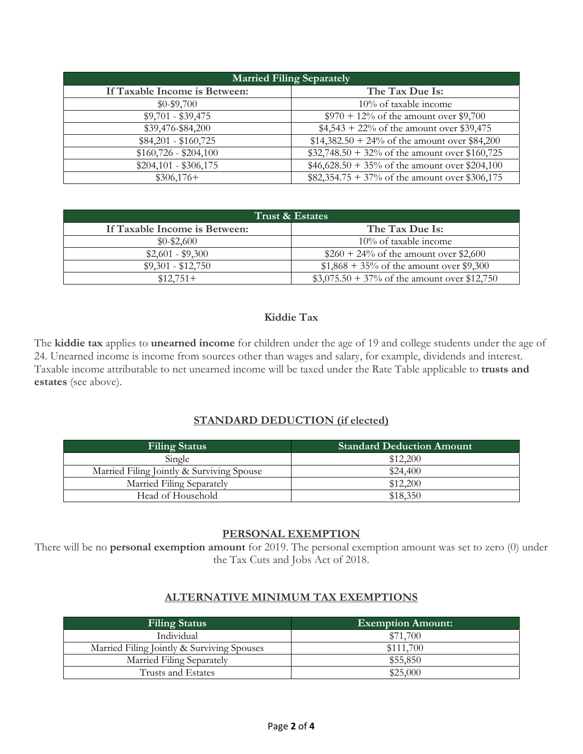| Married Filing Separately | |
|---|---|
| **If Taxable Income is Between:** | **The Tax Due Is:** |
| $0-$9,700 | 10% of taxable income |
| $9,701 - $39,475 | $970 + 12% of the amount over $9,700 |
| $39,476-$84,200 | $4,543 + 22% of the amount over $39,475 |
| $84,201 - $160,725 | $14,382.50 + 24% of the amount over $84,200 |
| $160,726 - $204,100 | $32,748.50 + 32% of the amount over $160,725 |
| $204,101 - $306,175 | $46,628.50 + 35% of the amount over $204,100 |
| $306,176+ | $82,354.75 + 37% of the amount over $306,175 |

| Trust & Estates | |
|---|---|
| **If Taxable Income is Between:** | **The Tax Due Is:** |
| $0-$2,600 | 10% of taxable income |
| $2,601 - $9,300 | $260 + 24% of the amount over $2,600 |
| $9,301 - $12,750 | $1,868 + 35% of the amount over $9,300 |
| $12,751+ | $3,075.50 + 37% of the amount over $12,750 |

### Kiddie Tax

The **kiddie tax** applies to **unearned income** for children under the age of 19 and college students under the age of 24. Unearned income is income from sources other than wages and salary, for example, dividends and interest. Taxable income attributable to net unearned income will be taxed under the Rate Table applicable to **trusts and estates** (see above).

## STANDARD DEDUCTION (if elected)

| Filing Status | Standard Deduction Amount |
|---|---|
| Single | $12,200 |
| Married Filing Jointly & Surviving Spouse | $24,400 |
| Married Filing Separately | $12,200 |
| Head of Household | $18,350 |

## PERSONAL EXEMPTION

There will be no **personal exemption amount** for 2019. The personal exemption amount was set to zero (0) under the Tax Cuts and Jobs Act of 2018.

## ALTERNATIVE MINIMUM TAX EXEMPTIONS

| Filing Status | Exemption Amount: |
|---|---|
| Individual | $71,700 |
| Married Filing Jointly & Surviving Spouses | $111,700 |
| Married Filing Separately | $55,850 |
| Trusts and Estates | $25,000 |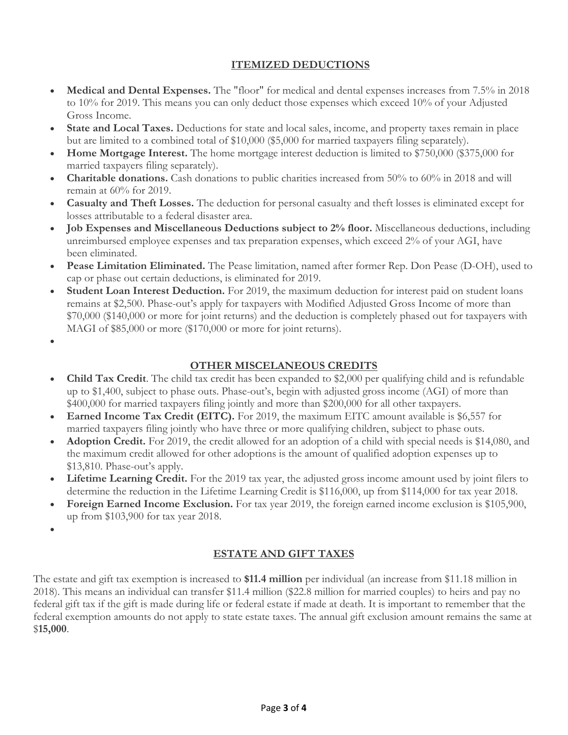## ITEMIZED DEDUCTIONS

- **Medical and Dental Expenses.** The "floor" for medical and dental expenses increases from 7.5% in 2018 to 10% for 2019. This means you can only deduct those expenses which exceed 10% of your Adjusted Gross Income.
- **State and Local Taxes.** Deductions for state and local sales, income, and property taxes remain in place but are limited to a combined total of $10,000 ($5,000 for married taxpayers filing separately).
- **Home Mortgage Interest.** The home mortgage interest deduction is limited to $750,000 ($375,000 for married taxpayers filing separately).
- **Charitable donations.** Cash donations to public charities increased from 50% to 60% in 2018 and will remain at 60% for 2019.
- **Casualty and Theft Losses.** The deduction for personal casualty and theft losses is eliminated except for losses attributable to a federal disaster area.
- **Job Expenses and Miscellaneous Deductions subject to 2% floor.** Miscellaneous deductions, including unreimbursed employee expenses and tax preparation expenses, which exceed 2% of your AGI, have been eliminated.
- **Pease Limitation Eliminated.** The Pease limitation, named after former Rep. Don Pease (D-OH), used to cap or phase out certain deductions, is eliminated for 2019.
- **Student Loan Interest Deduction.** For 2019, the maximum deduction for interest paid on student loans remains at $2,500. Phase-out's apply for taxpayers with Modified Adjusted Gross Income of more than $70,000 ($140,000 or more for joint returns) and the deduction is completely phased out for taxpayers with MAGI of $85,000 or more ($170,000 or more for joint returns).

## OTHER MISCELANEOUS CREDITS

- **Child Tax Credit**. The child tax credit has been expanded to $2,000 per qualifying child and is refundable up to $1,400, subject to phase outs. Phase-out's, begin with adjusted gross income (AGI) of more than $400,000 for married taxpayers filing jointly and more than $200,000 for all other taxpayers.
- **Earned Income Tax Credit (EITC).** For 2019, the maximum EITC amount available is $6,557 for married taxpayers filing jointly who have three or more qualifying children, subject to phase outs.
- **Adoption Credit.** For 2019, the credit allowed for an adoption of a child with special needs is $14,080, and the maximum credit allowed for other adoptions is the amount of qualified adoption expenses up to $13,810. Phase-out's apply.
- **Lifetime Learning Credit.** For the 2019 tax year, the adjusted gross income amount used by joint filers to determine the reduction in the Lifetime Learning Credit is $116,000, up from $114,000 for tax year 2018.
- **Foreign Earned Income Exclusion.** For tax year 2019, the foreign earned income exclusion is $105,900, up from $103,900 for tax year 2018.

## ESTATE AND GIFT TAXES

The estate and gift tax exemption is increased to **$11.4 million** per individual (an increase from $11.18 million in 2018). This means an individual can transfer $11.4 million ($22.8 million for married couples) to heirs and pay no federal gift tax if the gift is made during life or federal estate if made at death. It is important to remember that the federal exemption amounts do not apply to state estate taxes. The annual gift exclusion amount remains the same at $**15,000**.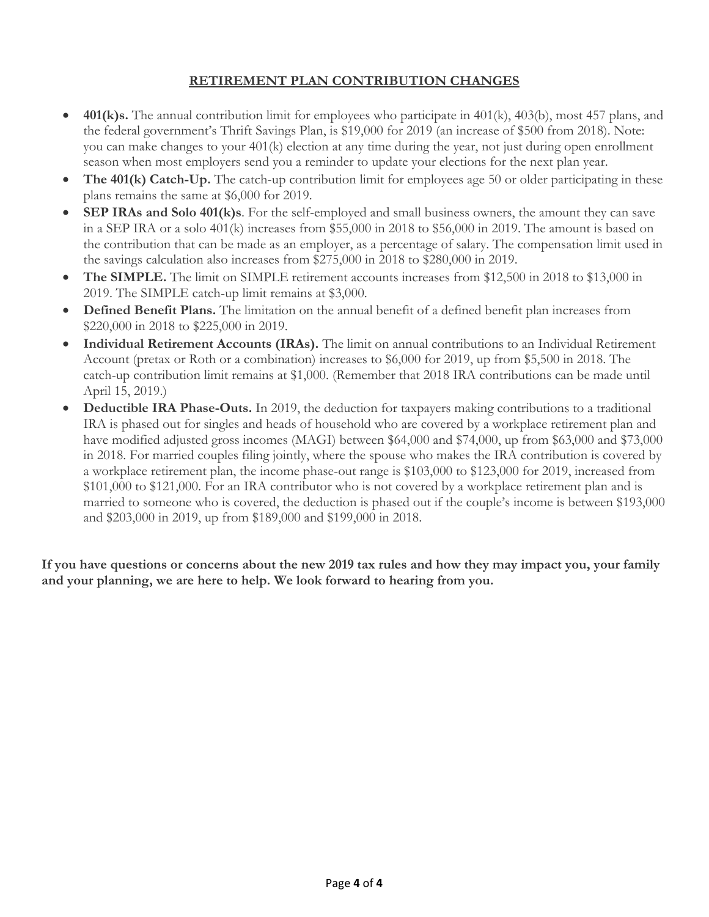## RETIREMENT PLAN CONTRIBUTION CHANGES

- **401(k)s.** The annual contribution limit for employees who participate in 401(k), 403(b), most 457 plans, and the federal government's Thrift Savings Plan, is $19,000 for 2019 (an increase of $500 from 2018). Note: you can make changes to your 401(k) election at any time during the year, not just during open enrollment season when most employers send you a reminder to update your elections for the next plan year.
- **The 401(k) Catch-Up.** The catch-up contribution limit for employees age 50 or older participating in these plans remains the same at $6,000 for 2019.
- **SEP IRAs and Solo 401(k)s**. For the self-employed and small business owners, the amount they can save in a SEP IRA or a solo 401(k) increases from $55,000 in 2018 to $56,000 in 2019. The amount is based on the contribution that can be made as an employer, as a percentage of salary. The compensation limit used in the savings calculation also increases from $275,000 in 2018 to $280,000 in 2019.
- **The SIMPLE.** The limit on SIMPLE retirement accounts increases from $12,500 in 2018 to $13,000 in 2019. The SIMPLE catch-up limit remains at $3,000.
- **Defined Benefit Plans.** The limitation on the annual benefit of a defined benefit plan increases from $220,000 in 2018 to $225,000 in 2019.
- **Individual Retirement Accounts (IRAs).** The limit on annual contributions to an Individual Retirement Account (pretax or Roth or a combination) increases to $6,000 for 2019, up from $5,500 in 2018. The catch-up contribution limit remains at $1,000. (Remember that 2018 IRA contributions can be made until April 15, 2019.)
- **Deductible IRA Phase-Outs.** In 2019, the deduction for taxpayers making contributions to a traditional IRA is phased out for singles and heads of household who are covered by a workplace retirement plan and have modified adjusted gross incomes (MAGI) between $64,000 and $74,000, up from $63,000 and $73,000 in 2018. For married couples filing jointly, where the spouse who makes the IRA contribution is covered by a workplace retirement plan, the income phase-out range is $103,000 to $123,000 for 2019, increased from $101,000 to $121,000. For an IRA contributor who is not covered by a workplace retirement plan and is married to someone who is covered, the deduction is phased out if the couple's income is between $193,000 and $203,000 in 2019, up from $189,000 and $199,000 in 2018.

**If you have questions or concerns about the new 2019 tax rules and how they may impact you, your family and your planning, we are here to help. We look forward to hearing from you.**